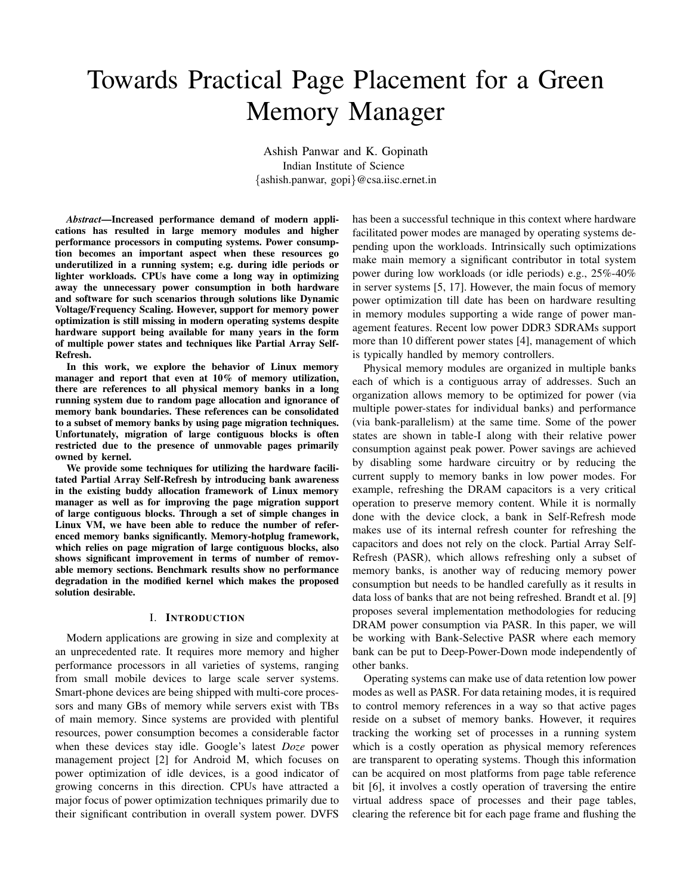# Towards Practical Page Placement for a Green Memory Manager

Ashish Panwar and K. Gopinath
Indian Institute of Science
{ashish.panwar, gopi}@csa.iisc.ernet.in

***Abstract*—Increased performance demand of modern applications has resulted in large memory modules and higher performance processors in computing systems. Power consumption becomes an important aspect when these resources go underutilized in a running system; e.g. during idle periods or lighter workloads. CPUs have come a long way in optimizing away the unnecessary power consumption in both hardware and software for such scenarios through solutions like Dynamic Voltage/Frequency Scaling. However, support for memory power optimization is still missing in modern operating systems despite hardware support being available for many years in the form of multiple power states and techniques like Partial Array Self-Refresh.**

**In this work, we explore the behavior of Linux memory manager and report that even at 10% of memory utilization, there are references to all physical memory banks in a long running system due to random page allocation and ignorance of memory bank boundaries. These references can be consolidated to a subset of memory banks by using page migration techniques. Unfortunately, migration of large contiguous blocks is often restricted due to the presence of unmovable pages primarily owned by kernel.**

**We provide some techniques for utilizing the hardware facilitated Partial Array Self-Refresh by introducing bank awareness in the existing buddy allocation framework of Linux memory manager as well as for improving the page migration support of large contiguous blocks. Through a set of simple changes in Linux VM, we have been able to reduce the number of referenced memory banks significantly. Memory-hotplug framework, which relies on page migration of large contiguous blocks, also shows significant improvement in terms of number of removable memory sections. Benchmark results show no performance degradation in the modified kernel which makes the proposed solution desirable.**

## I. Introduction

Modern applications are growing in size and complexity at an unprecedented rate. It requires more memory and higher performance processors in all varieties of systems, ranging from small mobile devices to large scale server systems. Smart-phone devices are being shipped with multi-core processors and many GBs of memory while servers exist with TBs of main memory. Since systems are provided with plentiful resources, power consumption becomes a considerable factor when these devices stay idle. Google's latest *Doze* power management project [2] for Android M, which focuses on power optimization of idle devices, is a good indicator of growing concerns in this direction. CPUs have attracted a major focus of power optimization techniques primarily due to their significant contribution in overall system power. DVFS has been a successful technique in this context where hardware facilitated power modes are managed by operating systems depending upon the workloads. Intrinsically such optimizations make main memory a significant contributor in total system power during low workloads (or idle periods) e.g., 25%-40% in server systems [5, 17]. However, the main focus of memory power optimization till date has been on hardware resulting in memory modules supporting a wide range of power management features. Recent low power DDR3 SDRAMs support more than 10 different power states [4], management of which is typically handled by memory controllers.

Physical memory modules are organized in multiple banks each of which is a contiguous array of addresses. Such an organization allows memory to be optimized for power (via multiple power-states for individual banks) and performance (via bank-parallelism) at the same time. Some of the power states are shown in table-I along with their relative power consumption against peak power. Power savings are achieved by disabling some hardware circuitry or by reducing the current supply to memory banks in low power modes. For example, refreshing the DRAM capacitors is a very critical operation to preserve memory content. While it is normally done with the device clock, a bank in Self-Refresh mode makes use of its internal refresh counter for refreshing the capacitors and does not rely on the clock. Partial Array Self-Refresh (PASR), which allows refreshing only a subset of memory banks, is another way of reducing memory power consumption but needs to be handled carefully as it results in data loss of banks that are not being refreshed. Brandt et al. [9] proposes several implementation methodologies for reducing DRAM power consumption via PASR. In this paper, we will be working with Bank-Selective PASR where each memory bank can be put to Deep-Power-Down mode independently of other banks.

Operating systems can make use of data retention low power modes as well as PASR. For data retaining modes, it is required to control memory references in a way so that active pages reside on a subset of memory banks. However, it requires tracking the working set of processes in a running system which is a costly operation as physical memory references are transparent to operating systems. Though this information can be acquired on most platforms from page table reference bit [6], it involves a costly operation of traversing the entire virtual address space of processes and their page tables, clearing the reference bit for each page frame and flushing the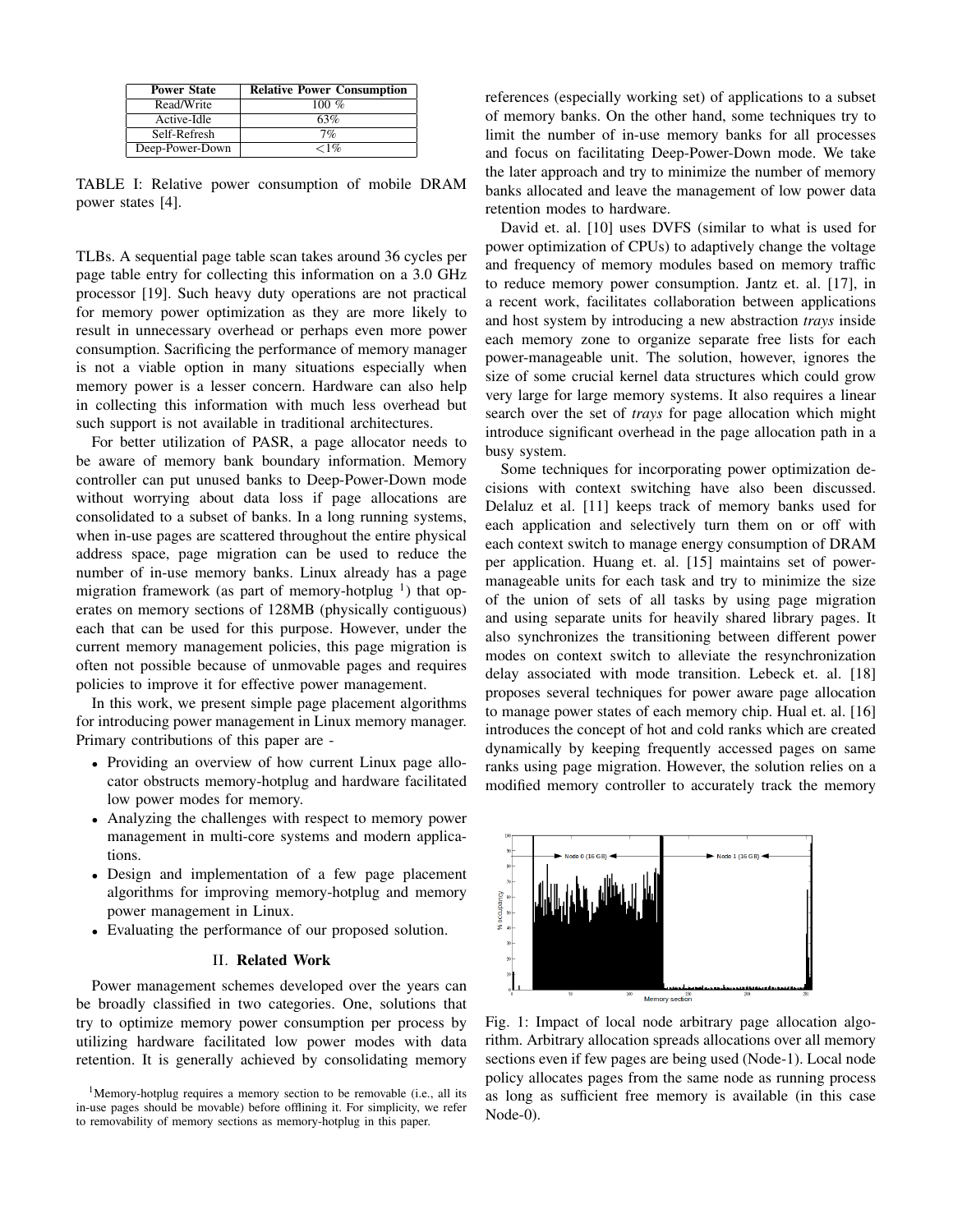| Power State | Relative Power Consumption |
|---|---|
| Read/Write | 100 % |
| Active-Idle | 63% |
| Self-Refresh | 7% |
| Deep-Power-Down | <1% |

TABLE I: Relative power consumption of mobile DRAM power states [4].

TLBs. A sequential page table scan takes around 36 cycles per page table entry for collecting this information on a 3.0 GHz processor [19]. Such heavy duty operations are not practical for memory power optimization as they are more likely to result in unnecessary overhead or perhaps even more power consumption. Sacrificing the performance of memory manager is not a viable option in many situations especially when memory power is a lesser concern. Hardware can also help in collecting this information with much less overhead but such support is not available in traditional architectures.

For better utilization of PASR, a page allocator needs to be aware of memory bank boundary information. Memory controller can put unused banks to Deep-Power-Down mode without worrying about data loss if page allocations are consolidated to a subset of banks. In a long running systems, when in-use pages are scattered throughout the entire physical address space, page migration can be used to reduce the number of in-use memory banks. Linux already has a page migration framework (as part of memory-hotplug [1]) that operates on memory sections of 128MB (physically contiguous) each that can be used for this purpose. However, under the current memory management policies, this page migration is often not possible because of unmovable pages and requires policies to improve it for effective power management.

In this work, we present simple page placement algorithms for introducing power management in Linux memory manager. Primary contributions of this paper are -

- Providing an overview of how current Linux page allocator obstructs memory-hotplug and hardware facilitated low power modes for memory.
- Analyzing the challenges with respect to memory power management in multi-core systems and modern applications.
- Design and implementation of a few page placement algorithms for improving memory-hotplug and memory power management in Linux.
- Evaluating the performance of our proposed solution.

## II. Related Work

Power management schemes developed over the years can be broadly classified in two categories. One, solutions that try to optimize memory power consumption per process by utilizing hardware facilitated low power modes with data retention. It is generally achieved by consolidating memory references (especially working set) of applications to a subset of memory banks. On the other hand, some techniques try to limit the number of in-use memory banks for all processes and focus on facilitating Deep-Power-Down mode. We take the later approach and try to minimize the number of memory banks allocated and leave the management of low power data retention modes to hardware.

David et. al. [10] uses DVFS (similar to what is used for power optimization of CPUs) to adaptively change the voltage and frequency of memory modules based on memory traffic to reduce memory power consumption. Jantz et. al. [17], in a recent work, facilitates collaboration between applications and host system by introducing a new abstraction *trays* inside each memory zone to organize separate free lists for each power-manageable unit. The solution, however, ignores the size of some crucial kernel data structures which could grow very large for large memory systems. It also requires a linear search over the set of *trays* for page allocation which might introduce significant overhead in the page allocation path in a busy system.

Some techniques for incorporating power optimization decisions with context switching have also been discussed. Delaluz et al. [11] keeps track of memory banks used for each application and selectively turn them on or off with each context switch to manage energy consumption of DRAM per application. Huang et. al. [15] maintains set of power-manageable units for each task and try to minimize the size of the union of sets of all tasks by using page migration and using separate units for heavily shared library pages. It also synchronizes the transitioning between different power modes on context switch to alleviate the resynchronization delay associated with mode transition. Lebeck et. al. [18] proposes several techniques for power aware page allocation to manage power states of each memory chip. Hual et. al. [16] introduces the concept of hot and cold ranks which are created dynamically by keeping frequently accessed pages on same ranks using page migration. However, the solution relies on a modified memory controller to accurately track the memory

Fig. 1: Impact of local node arbitrary page allocation algorithm. Arbitrary allocation spreads allocations over all memory sections even if few pages are being used (Node-1). Local node policy allocates pages from the same node as running process as long as sufficient free memory is available (in this case Node-0).

[1] Memory-hotplug requires a memory section to be removable (i.e., all its in-use pages should be movable) before offlining it. For simplicity, we refer to removability of memory sections as memory-hotplug in this paper.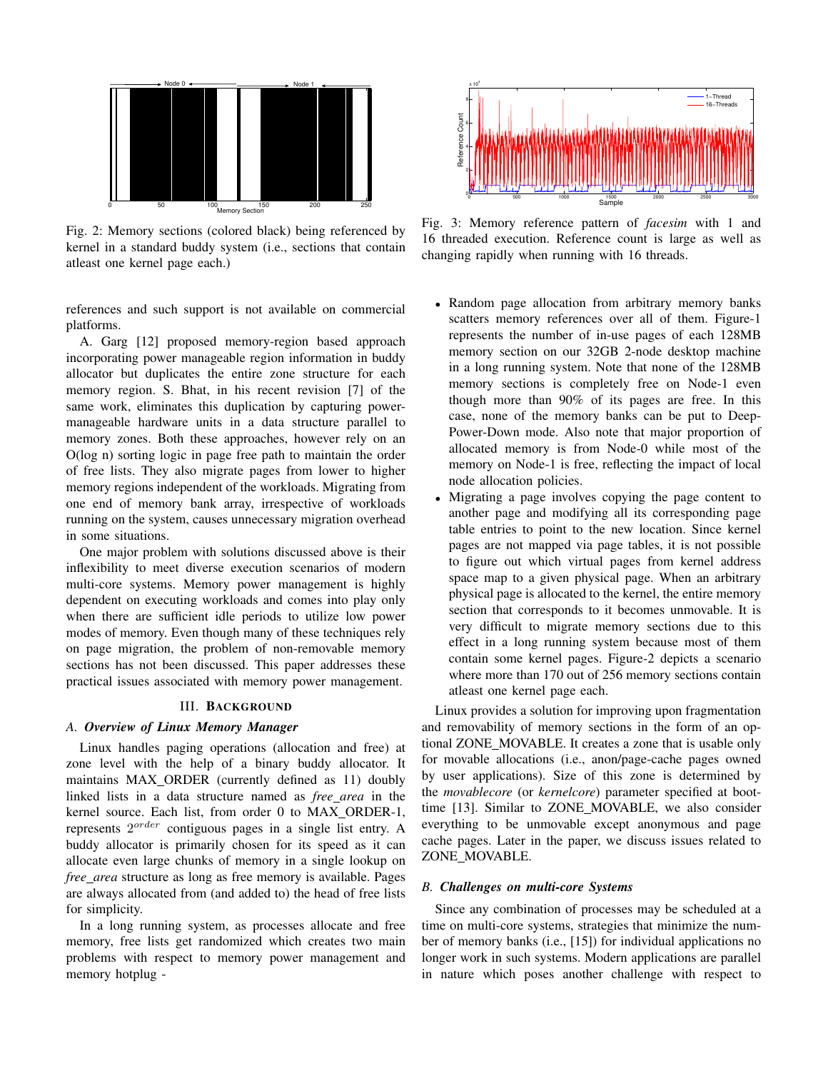Fig. 2: Memory sections (colored black) being referenced by kernel in a standard buddy system (i.e., sections that contain atleast one kernel page each.)

Fig. 3: Memory reference pattern of *facesim* with 1 and 16 threaded execution. Reference count is large as well as changing rapidly when running with 16 threads.

references and such support is not available on commercial platforms.

A. Garg [12] proposed memory-region based approach incorporating power manageable region information in buddy allocator but duplicates the entire zone structure for each memory region. S. Bhat, in his recent revision [7] of the same work, eliminates this duplication by capturing power-manageable hardware units in a data structure parallel to memory zones. Both these approaches, however rely on an O(log n) sorting logic in page free path to maintain the order of free lists. They also migrate pages from lower to higher memory regions independent of the workloads. Migrating from one end of memory bank array, irrespective of workloads running on the system, causes unnecessary migration overhead in some situations.

One major problem with solutions discussed above is their inflexibility to meet diverse execution scenarios of modern multi-core systems. Memory power management is highly dependent on executing workloads and comes into play only when there are sufficient idle periods to utilize low power modes of memory. Even though many of these techniques rely on page migration, the problem of non-removable memory sections has not been discussed. This paper addresses these practical issues associated with memory power management.

## III. Background

### A. Overview of Linux Memory Manager

Linux handles paging operations (allocation and free) at zone level with the help of a binary buddy allocator. It maintains MAX_ORDER (currently defined as 11) doubly linked lists in a data structure named as *free_area* in the kernel source. Each list, from order 0 to MAX_ORDER-1, represents $2^{order}$ contiguous pages in a single list entry. A buddy allocator is primarily chosen for its speed as it can allocate even large chunks of memory in a single lookup on *free_area* structure as long as free memory is available. Pages are always allocated from (and added to) the head of free lists for simplicity.

In a long running system, as processes allocate and free memory, free lists get randomized which creates two main problems with respect to memory power management and memory hotplug -

- Random page allocation from arbitrary memory banks scatters memory references over all of them. Figure-1 represents the number of in-use pages of each 128MB memory section on our 32GB 2-node desktop machine in a long running system. Note that none of the 128MB memory sections is completely free on Node-1 even though more than 90% of its pages are free. In this case, none of the memory banks can be put to Deep-Power-Down mode. Also note that major proportion of allocated memory is from Node-0 while most of the memory on Node-1 is free, reflecting the impact of local node allocation policies.
- Migrating a page involves copying the page content to another page and modifying all its corresponding page table entries to point to the new location. Since kernel pages are not mapped via page tables, it is not possible to figure out which virtual pages from kernel address space map to a given physical page. When an arbitrary physical page is allocated to the kernel, the entire memory section that corresponds to it becomes unmovable. It is very difficult to migrate memory sections due to this effect in a long running system because most of them contain some kernel pages. Figure-2 depicts a scenario where more than 170 out of 256 memory sections contain atleast one kernel page each.

Linux provides a solution for improving upon fragmentation and removability of memory sections in the form of an optional ZONE_MOVABLE. It creates a zone that is usable only for movable allocations (i.e., anon/page-cache pages owned by user applications). Size of this zone is determined by the *movablecore* (or *kernelcore*) parameter specified at boot-time [13]. Similar to ZONE_MOVABLE, we also consider everything to be unmovable except anonymous and page cache pages. Later in the paper, we discuss issues related to ZONE_MOVABLE.

### B. Challenges on multi-core Systems

Since any combination of processes may be scheduled at a time on multi-core systems, strategies that minimize the number of memory banks (i.e., [15]) for individual applications no longer work in such systems. Modern applications are parallel in nature which poses another challenge with respect to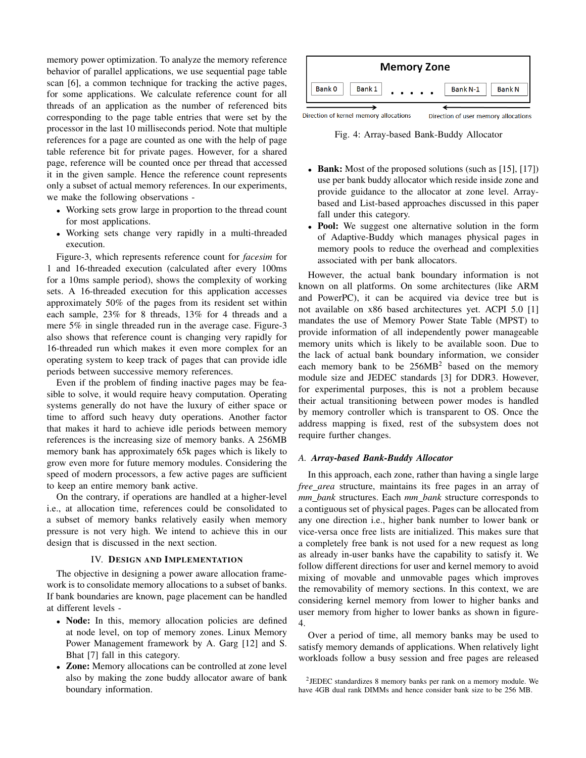memory power optimization. To analyze the memory reference behavior of parallel applications, we use sequential page table scan [6], a common technique for tracking the active pages, for some applications. We calculate reference count for all threads of an application as the number of referenced bits corresponding to the page table entries that were set by the processor in the last 10 milliseconds period. Note that multiple references for a page are counted as one with the help of page table reference bit for private pages. However, for a shared page, reference will be counted once per thread that accessed it in the given sample. Hence the reference count represents only a subset of actual memory references. In our experiments, we make the following observations -

- Working sets grow large in proportion to the thread count for most applications.
- Working sets change very rapidly in a multi-threaded execution.

Figure-3, which represents reference count for *facesim* for 1 and 16-threaded execution (calculated after every 100ms for a 10ms sample period), shows the complexity of working sets. A 16-threaded execution for this application accesses approximately 50% of the pages from its resident set within each sample, 23% for 8 threads, 13% for 4 threads and a mere 5% in single threaded run in the average case. Figure-3 also shows that reference count is changing very rapidly for 16-threaded run which makes it even more complex for an operating system to keep track of pages that can provide idle periods between successive memory references.

Even if the problem of finding inactive pages may be feasible to solve, it would require heavy computation. Operating systems generally do not have the luxury of either space or time to afford such heavy duty operations. Another factor that makes it hard to achieve idle periods between memory references is the increasing size of memory banks. A 256MB memory bank has approximately 65k pages which is likely to grow even more for future memory modules. Considering the speed of modern processors, a few active pages are sufficient to keep an entire memory bank active.

On the contrary, if operations are handled at a higher-level i.e., at allocation time, references could be consolidated to a subset of memory banks relatively easily when memory pressure is not very high. We intend to achieve this in our design that is discussed in the next section.

## IV. Design and Implementation

The objective in designing a power aware allocation framework is to consolidate memory allocations to a subset of banks. If bank boundaries are known, page placement can be handled at different levels -

- **Node:** In this, memory allocation policies are defined at node level, on top of memory zones. Linux Memory Power Management framework by A. Garg [12] and S. Bhat [7] fall in this category.
- **Zone:** Memory allocations can be controlled at zone level also by making the zone buddy allocator aware of bank boundary information.
- **Bank:** Most of the proposed solutions (such as [15], [17]) use per bank buddy allocator which reside inside zone and provide guidance to the allocator at zone level. Array-based and List-based approaches discussed in this paper fall under this category.
- **Pool:** We suggest one alternative solution in the form of Adaptive-Buddy which manages physical pages in memory pools to reduce the overhead and complexities associated with per bank allocators.

Memory Zone: Bank 0, Bank 1, . . . . . , Bank N-1, Bank N — Direction of kernel memory allocations → ; ← Direction of user memory allocations

Fig. 4: Array-based Bank-Buddy Allocator

However, the actual bank boundary information is not known on all platforms. On some architectures (like ARM and PowerPC), it can be acquired via device tree but is not available on x86 based architectures yet. ACPI 5.0 [1] mandates the use of Memory Power State Table (MPST) to provide information of all independently power manageable memory units which is likely to be available soon. Due to the lack of actual bank boundary information, we consider each memory bank to be 256MB[2] based on the memory module size and JEDEC standards [3] for DDR3. However, for experimental purposes, this is not a problem because their actual transitioning between power modes is handled by memory controller which is transparent to OS. Once the address mapping is fixed, rest of the subsystem does not require further changes.

### A. Array-based Bank-Buddy Allocator

In this approach, each zone, rather than having a single large *free_area* structure, maintains its free pages in an array of *mm_bank* structures. Each *mm_bank* structure corresponds to a contiguous set of physical pages. Pages can be allocated from any one direction i.e., higher bank number to lower bank or vice-versa once free lists are initialized. This makes sure that a completely free bank is not used for a new request as long as already in-user banks have the capability to satisfy it. We follow different directions for user and kernel memory to avoid mixing of movable and unmovable pages which improves the removability of memory sections. In this context, we are considering kernel memory from lower to higher banks and user memory from higher to lower banks as shown in figure-4.

Over a period of time, all memory banks may be used to satisfy memory demands of applications. When relatively light workloads follow a busy session and free pages are released

[2] JEDEC standardizes 8 memory banks per rank on a memory module. We have 4GB dual rank DIMMs and hence consider bank size to be 256 MB.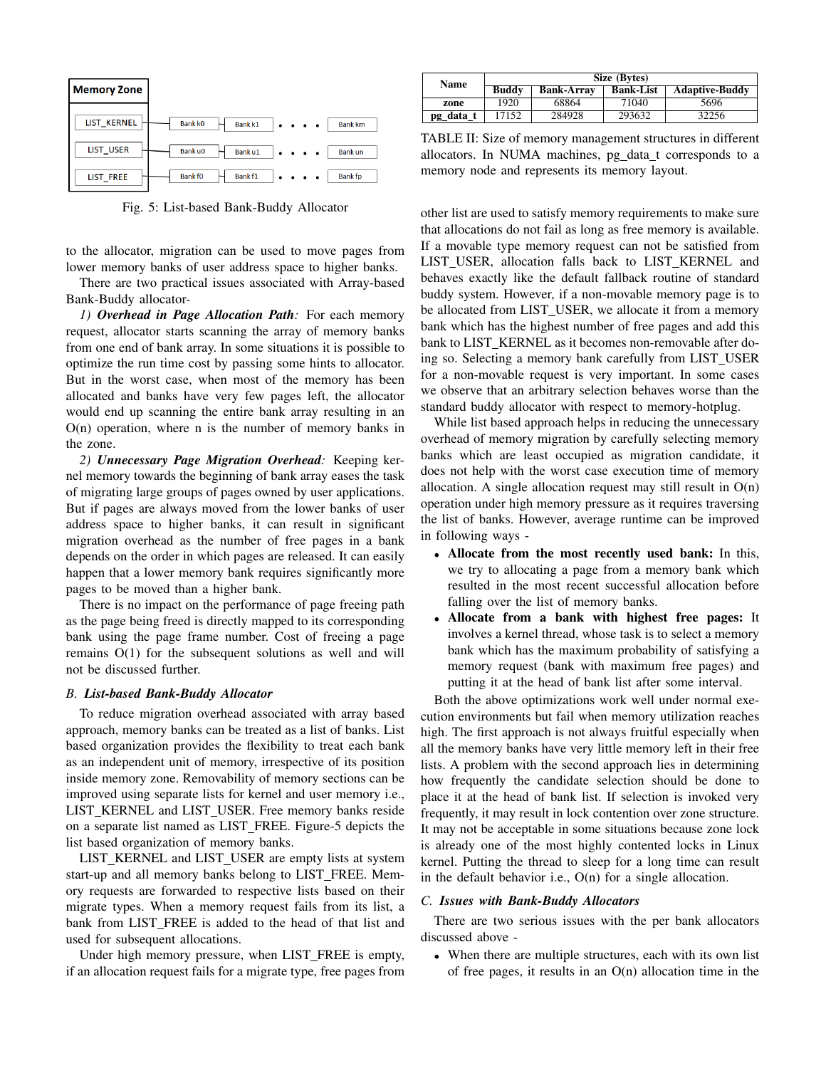Memory Zone

LIST_KERNEL — Bank k0 — Bank k1 — . . . . — Bank km

LIST_USER — Bank u0 — Bank u1 — . . . . — Bank un

LIST_FREE — Bank f0 — Bank f1 — . . . . — Bank fp

Fig. 5: List-based Bank-Buddy Allocator

to the allocator, migration can be used to move pages from lower memory banks of user address space to higher banks.

There are two practical issues associated with Array-based Bank-Buddy allocator-

*1) **Overhead in Page Allocation Path**:* For each memory request, allocator starts scanning the array of memory banks from one end of bank array. In some situations it is possible to optimize the run time cost by passing some hints to allocator. But in the worst case, when most of the memory has been allocated and banks have very few pages left, the allocator would end up scanning the entire bank array resulting in an O(n) operation, where n is the number of memory banks in the zone.

*2) **Unnecessary Page Migration Overhead**:* Keeping kernel memory towards the beginning of bank array eases the task of migrating large groups of pages owned by user applications. But if pages are always moved from the lower banks of user address space to higher banks, it can result in significant migration overhead as the number of free pages in a bank depends on the order in which pages are released. It can easily happen that a lower memory bank requires significantly more pages to be moved than a higher bank.

There is no impact on the performance of page freeing path as the page being freed is directly mapped to its corresponding bank using the page frame number. Cost of freeing a page remains O(1) for the subsequent solutions as well and will not be discussed further.

### *B. List-based Bank-Buddy Allocator*

To reduce migration overhead associated with array based approach, memory banks can be treated as a list of banks. List based organization provides the flexibility to treat each bank as an independent unit of memory, irrespective of its position inside memory zone. Removability of memory sections can be improved using separate lists for kernel and user memory i.e., LIST_KERNEL and LIST_USER. Free memory banks reside on a separate list named as LIST_FREE. Figure-5 depicts the list based organization of memory banks.

LIST_KERNEL and LIST_USER are empty lists at system start-up and all memory banks belong to LIST_FREE. Memory requests are forwarded to respective lists based on their migrate types. When a memory request fails from its list, a bank from LIST_FREE is added to the head of that list and used for subsequent allocations.

Under high memory pressure, when LIST_FREE is empty, if an allocation request fails for a migrate type, free pages from other list are used to satisfy memory requirements to make sure that allocations do not fail as long as free memory is available. If a movable type memory request can not be satisfied from LIST_USER, allocation falls back to LIST_KERNEL and behaves exactly like the default fallback routine of standard buddy system. However, if a non-movable memory page is to be allocated from LIST_USER, we allocate it from a memory bank which has the highest number of free pages and add this bank to LIST_KERNEL as it becomes non-removable after doing so. Selecting a memory bank carefully from LIST_USER for a non-movable request is very important. In some cases we observe that an arbitrary selection behaves worse than the standard buddy allocator with respect to memory-hotplug.

| Name | Size (Bytes) | | | |
|---|---|---|---|---|
| | **Buddy** | **Bank-Array** | **Bank-List** | **Adaptive-Buddy** |
| **zone** | 1920 | 68864 | 71040 | 5696 |
| **pg_data_t** | 17152 | 284928 | 293632 | 32256 |

TABLE II: Size of memory management structures in different allocators. In NUMA machines, pg_data_t corresponds to a memory node and represents its memory layout.

While list based approach helps in reducing the unnecessary overhead of memory migration by carefully selecting memory banks which are least occupied as migration candidate, it does not help with the worst case execution time of memory allocation. A single allocation request may still result in O(n) operation under high memory pressure as it requires traversing the list of banks. However, average runtime can be improved in following ways -

- **Allocate from the most recently used bank:** In this, we try to allocating a page from a memory bank which resulted in the most recent successful allocation before falling over the list of memory banks.
- **Allocate from a bank with highest free pages:** It involves a kernel thread, whose task is to select a memory bank which has the maximum probability of satisfying a memory request (bank with maximum free pages) and putting it at the head of bank list after some interval.

Both the above optimizations work well under normal execution environments but fail when memory utilization reaches high. The first approach is not always fruitful especially when all the memory banks have very little memory left in their free lists. A problem with the second approach lies in determining how frequently the candidate selection should be done to place it at the head of bank list. If selection is invoked very frequently, it may result in lock contention over zone structure. It may not be acceptable in some situations because zone lock is already one of the most highly contented locks in Linux kernel. Putting the thread to sleep for a long time can result in the default behavior i.e., O(n) for a single allocation.

### *C. Issues with Bank-Buddy Allocators*

There are two serious issues with the per bank allocators discussed above -

- When there are multiple structures, each with its own list of free pages, it results in an O(n) allocation time in the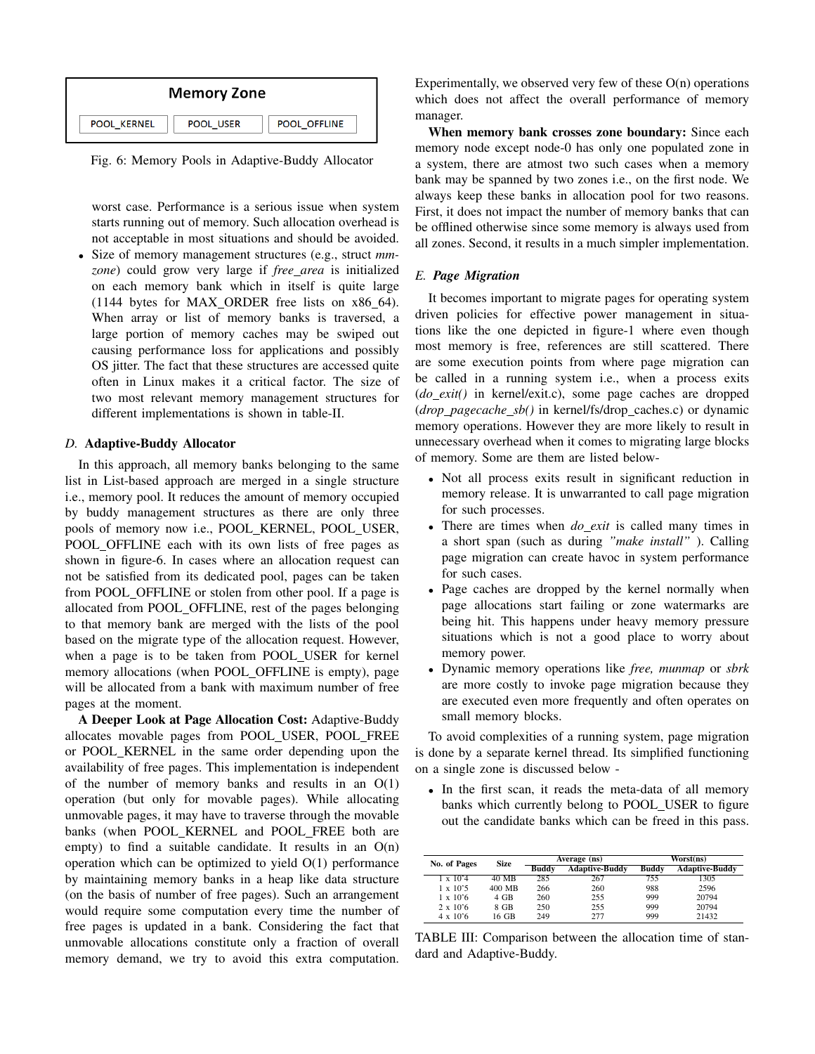Memory Zone

POOL_KERNEL | POOL_USER | POOL_OFFLINE

Fig. 6: Memory Pools in Adaptive-Buddy Allocator

worst case. Performance is a serious issue when system starts running out of memory. Such allocation overhead is not acceptable in most situations and should be avoided.

- Size of memory management structures (e.g., struct *mm-zone*) could grow very large if *free_area* is initialized on each memory bank which in itself is quite large (1144 bytes for MAX_ORDER free lists on x86_64). When array or list of memory banks is traversed, a large portion of memory caches may be swiped out causing performance loss for applications and possibly OS jitter. The fact that these structures are accessed quite often in Linux makes it a critical factor. The size of two most relevant memory management structures for different implementations is shown in table-II.

### D. Adaptive-Buddy Allocator

In this approach, all memory banks belonging to the same list in List-based approach are merged in a single structure i.e., memory pool. It reduces the amount of memory occupied by buddy management structures as there are only three pools of memory now i.e., POOL_KERNEL, POOL_USER, POOL_OFFLINE each with its own lists of free pages as shown in figure-6. In cases where an allocation request can not be satisfied from its dedicated pool, pages can be taken from POOL_OFFLINE or stolen from other pool. If a page is allocated from POOL_OFFLINE, rest of the pages belonging to that memory bank are merged with the lists of the pool based on the migrate type of the allocation request. However, when a page is to be taken from POOL_USER for kernel memory allocations (when POOL_OFFLINE is empty), page will be allocated from a bank with maximum number of free pages at the moment.

**A Deeper Look at Page Allocation Cost:** Adaptive-Buddy allocates movable pages from POOL_USER, POOL_FREE or POOL_KERNEL in the same order depending upon the availability of free pages. This implementation is independent of the number of memory banks and results in an O(1) operation (but only for movable pages). While allocating unmovable pages, it may have to traverse through the movable banks (when POOL_KERNEL and POOL_FREE both are empty) to find a suitable candidate. It results in an O(n) operation which can be optimized to yield O(1) performance by maintaining memory banks in a heap like data structure (on the basis of number of free pages). Such an arrangement would require some computation every time the number of free pages is updated in a bank. Considering the fact that unmovable allocations constitute only a fraction of overall memory demand, we try to avoid this extra computation. Experimentally, we observed very few of these O(n) operations which does not affect the overall performance of memory manager.

**When memory bank crosses zone boundary:** Since each memory node except node-0 has only one populated zone in a system, there are atmost two such cases when a memory bank may be spanned by two zones i.e., on the first node. We always keep these banks in allocation pool for two reasons. First, it does not impact the number of memory banks that can be offlined otherwise since some memory is always used from all zones. Second, it results in a much simpler implementation.

### E. Page Migration

It becomes important to migrate pages for operating system driven policies for effective power management in situations like the one depicted in figure-1 where even though most memory is free, references are still scattered. There are some execution points from where page migration can be called in a running system i.e., when a process exits (*do_exit()* in kernel/exit.c), some page caches are dropped (*drop_pagecache_sb()* in kernel/fs/drop_caches.c) or dynamic memory operations. However they are more likely to result in unnecessary overhead when it comes to migrating large blocks of memory. Some are them are listed below-

- Not all process exits result in significant reduction in memory release. It is unwarranted to call page migration for such processes.
- There are times when *do_exit* is called many times in a short span (such as during *"make install"* ). Calling page migration can create havoc in system performance for such cases.
- Page caches are dropped by the kernel normally when page allocations start failing or zone watermarks are being hit. This happens under heavy memory pressure situations which is not a good place to worry about memory power.
- Dynamic memory operations like *free, munmap* or *sbrk* are more costly to invoke page migration because they are executed even more frequently and often operates on small memory blocks.

To avoid complexities of a running system, page migration is done by a separate kernel thread. Its simplified functioning on a single zone is discussed below -

- In the first scan, it reads the meta-data of all memory banks which currently belong to POOL_USER to figure out the candidate banks which can be freed in this pass.

| No. of Pages | Size | Average (ns) | | Worst(ns) | |
|---|---|---|---|---|---|
| | | Buddy | Adaptive-Buddy | Buddy | Adaptive-Buddy |
| 1 x 10^4 | 40 MB | 285 | 267 | 755 | 1305 |
| 1 x 10^5 | 400 MB | 266 | 260 | 988 | 2596 |
| 1 x 10^6 | 4 GB | 260 | 255 | 999 | 20794 |
| 2 x 10^6 | 8 GB | 250 | 255 | 999 | 20794 |
| 4 x 10^6 | 16 GB | 249 | 277 | 999 | 21432 |

TABLE III: Comparison between the allocation time of standard and Adaptive-Buddy.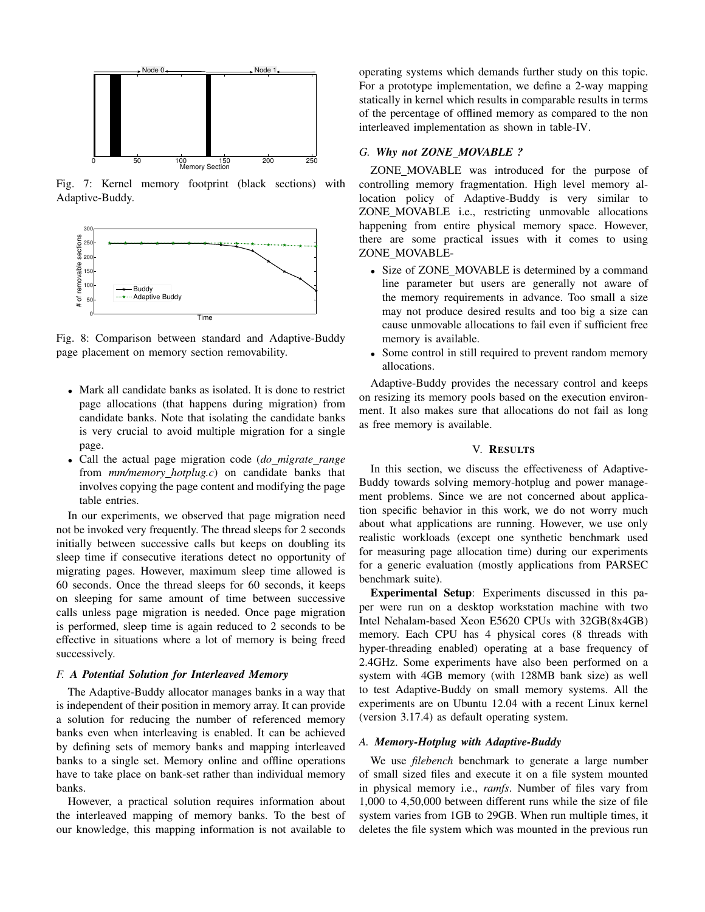Fig. 7: Kernel memory footprint (black sections) with Adaptive-Buddy.

Fig. 8: Comparison between standard and Adaptive-Buddy page placement on memory section removability.

- Mark all candidate banks as isolated. It is done to restrict page allocations (that happens during migration) from candidate banks. Note that isolating the candidate banks is very crucial to avoid multiple migration for a single page.
- Call the actual page migration code (*do_migrate_range* from *mm/memory_hotplug.c*) on candidate banks that involves copying the page content and modifying the page table entries.

In our experiments, we observed that page migration need not be invoked very frequently. The thread sleeps for 2 seconds initially between successive calls but keeps on doubling its sleep time if consecutive iterations detect no opportunity of migrating pages. However, maximum sleep time allowed is 60 seconds. Once the thread sleeps for 60 seconds, it keeps on sleeping for same amount of time between successive calls unless page migration is needed. Once page migration is performed, sleep time is again reduced to 2 seconds to be effective in situations where a lot of memory is being freed successively.

### *F. A Potential Solution for Interleaved Memory*

The Adaptive-Buddy allocator manages banks in a way that is independent of their position in memory array. It can provide a solution for reducing the number of referenced memory banks even when interleaving is enabled. It can be achieved by defining sets of memory banks and mapping interleaved banks to a single set. Memory online and offline operations have to take place on bank-set rather than individual memory banks.

However, a practical solution requires information about the interleaved mapping of memory banks. To the best of our knowledge, this mapping information is not available to operating systems which demands further study on this topic. For a prototype implementation, we define a 2-way mapping statically in kernel which results in comparable results in terms of the percentage of offlined memory as compared to the non interleaved implementation as shown in table-IV.

### *G. Why not ZONE_MOVABLE ?*

ZONE_MOVABLE was introduced for the purpose of controlling memory fragmentation. High level memory allocation policy of Adaptive-Buddy is very similar to ZONE_MOVABLE i.e., restricting unmovable allocations happening from entire physical memory space. However, there are some practical issues with it comes to using ZONE_MOVABLE-

- Size of ZONE_MOVABLE is determined by a command line parameter but users are generally not aware of the memory requirements in advance. Too small a size may not produce desired results and too big a size can cause unmovable allocations to fail even if sufficient free memory is available.
- Some control in still required to prevent random memory allocations.

Adaptive-Buddy provides the necessary control and keeps on resizing its memory pools based on the execution environment. It also makes sure that allocations do not fail as long as free memory is available.

## V. Results

In this section, we discuss the effectiveness of Adaptive-Buddy towards solving memory-hotplug and power management problems. Since we are not concerned about application specific behavior in this work, we do not worry much about what applications are running. However, we use only realistic workloads (except one synthetic benchmark used for measuring page allocation time) during our experiments for a generic evaluation (mostly applications from PARSEC benchmark suite).

**Experimental Setup**: Experiments discussed in this paper were run on a desktop workstation machine with two Intel Nehalam-based Xeon E5620 CPUs with 32GB(8x4GB) memory. Each CPU has 4 physical cores (8 threads with hyper-threading enabled) operating at a base frequency of 2.4GHz. Some experiments have also been performed on a system with 4GB memory (with 128MB bank size) as well to test Adaptive-Buddy on small memory systems. All the experiments are on Ubuntu 12.04 with a recent Linux kernel (version 3.17.4) as default operating system.

### *A. Memory-Hotplug with Adaptive-Buddy*

We use *filebench* benchmark to generate a large number of small sized files and execute it on a file system mounted in physical memory i.e., *ramfs*. Number of files vary from 1,000 to 4,50,000 between different runs while the size of file system varies from 1GB to 29GB. When run multiple times, it deletes the file system which was mounted in the previous run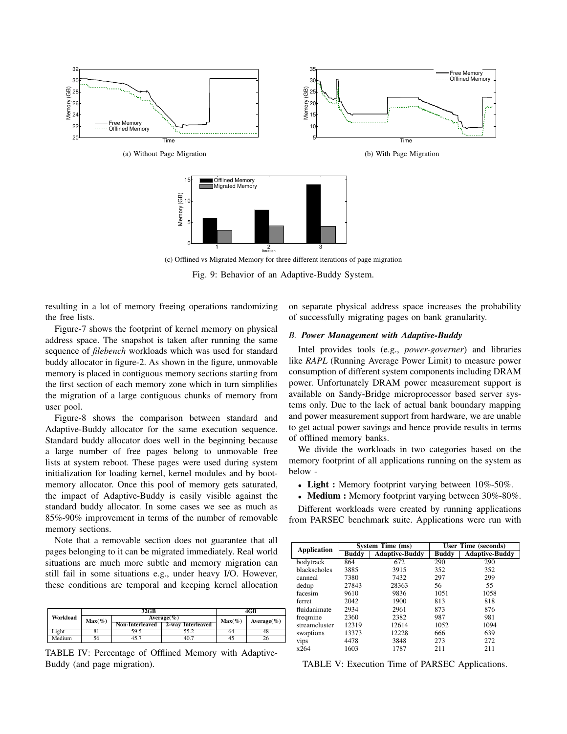(a) Without Page Migration

(b) With Page Migration

(c) Offlined vs Migrated Memory for three different iterations of page migration

Fig. 9: Behavior of an Adaptive-Buddy System.

resulting in a lot of memory freeing operations randomizing the free lists.

Figure-7 shows the footprint of kernel memory on physical address space. The snapshot is taken after running the same sequence of *filebench* workloads which was used for standard buddy allocator in figure-2. As shown in the figure, unmovable memory is placed in contiguous memory sections starting from the first section of each memory zone which in turn simplifies the migration of a large contiguous chunks of memory from user pool.

Figure-8 shows the comparison between standard and Adaptive-Buddy allocator for the same execution sequence. Standard buddy allocator does well in the beginning because a large number of free pages belong to unmovable free lists at system reboot. These pages were used during system initialization for loading kernel, kernel modules and by boot-memory allocator. Once this pool of memory gets saturated, the impact of Adaptive-Buddy is easily visible against the standard buddy allocator. In some cases we see as much as 85%-90% improvement in terms of the number of removable memory sections.

Note that a removable section does not guarantee that all pages belonging to it can be migrated immediately. Real world situations are much more subtle and memory migration can still fail in some situations e.g., under heavy I/O. However, these conditions are temporal and keeping kernel allocation on separate physical address space increases the probability of successfully migrating pages on bank granularity.

| Workload | 32GB | | | 4GB | |
|---|---|---|---|---|---|
| | Max(%) | Average(%) | | Max(%) | Average(%) |
| | | Non-Interleaved | 2-way Interleaved | | |
| Light | 81 | 59.5 | 55.2 | 64 | 48 |
| Medium | 56 | 45.7 | 40.7 | 45 | 26 |

TABLE IV: Percentage of Offlined Memory with Adaptive-Buddy (and page migration).

### *B. Power Management with Adaptive-Buddy*

Intel provides tools (e.g., *power-governer*) and libraries like *RAPL* (Running Average Power Limit) to measure power consumption of different system components including DRAM power. Unfortunately DRAM power measurement support is available on Sandy-Bridge microprocessor based server systems only. Due to the lack of actual bank boundary mapping and power measurement support from hardware, we are unable to get actual power savings and hence provide results in terms of offlined memory banks.

We divide the workloads in two categories based on the memory footprint of all applications running on the system as below -

- **Light :** Memory footprint varying between 10%-50%.
- **Medium :** Memory footprint varying between 30%-80%.

Different workloads were created by running applications from PARSEC benchmark suite. Applications were run with

| Application | System Time (ms) | | User Time (seconds) | |
|---|---|---|---|---|
| | Buddy | Adaptive-Buddy | Buddy | Adaptive-Buddy |
| bodytrack | 864 | 672 | 290 | 290 |
| blackscholes | 3885 | 3915 | 352 | 352 |
| canneal | 7380 | 7432 | 297 | 299 |
| dedup | 27843 | 28363 | 56 | 55 |
| facesim | 9610 | 9836 | 1051 | 1058 |
| ferret | 2042 | 1900 | 813 | 818 |
| fluidanimate | 2934 | 2961 | 873 | 876 |
| freqmine | 2360 | 2382 | 987 | 981 |
| streamcluster | 12319 | 12614 | 1052 | 1094 |
| swaptions | 13373 | 12228 | 666 | 639 |
| vips | 4478 | 3848 | 273 | 272 |
| x264 | 1603 | 1787 | 211 | 211 |

TABLE V: Execution Time of PARSEC Applications.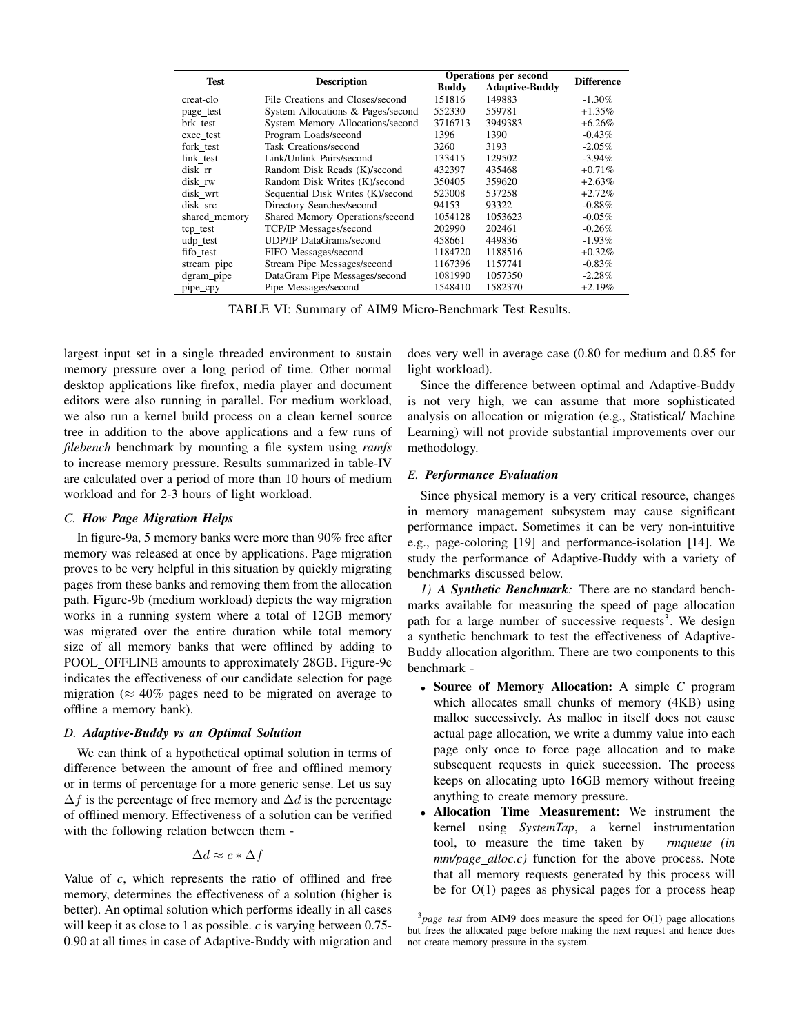| Test | Description | Operations per second | | Difference |
|---|---|---|---|---|
| | | Buddy | Adaptive-Buddy | |
| creat-clo | File Creations and Closes/second | 151816 | 149883 | -1.30% |
| page_test | System Allocations & Pages/second | 552330 | 559781 | +1.35% |
| brk_test | System Memory Allocations/second | 3716713 | 3949383 | +6.26% |
| exec_test | Program Loads/second | 1396 | 1390 | -0.43% |
| fork_test | Task Creations/second | 3260 | 3193 | -2.05% |
| link_test | Link/Unlink Pairs/second | 133415 | 129502 | -3.94% |
| disk_rr | Random Disk Reads (K)/second | 432397 | 435468 | +0.71% |
| disk_rw | Random Disk Writes (K)/second | 350405 | 359620 | +2.63% |
| disk_wrt | Sequential Disk Writes (K)/second | 523008 | 537258 | +2.72% |
| disk_src | Directory Searches/second | 94153 | 93322 | -0.88% |
| shared_memory | Shared Memory Operations/second | 1054128 | 1053623 | -0.05% |
| tcp_test | TCP/IP Messages/second | 202990 | 202461 | -0.26% |
| udp_test | UDP/IP DataGrams/second | 458661 | 449836 | -1.93% |
| fifo_test | FIFO Messages/second | 1184720 | 1188516 | +0.32% |
| stream_pipe | Stream Pipe Messages/second | 1167396 | 1157741 | -0.83% |
| dgram_pipe | DataGram Pipe Messages/second | 1081990 | 1057350 | -2.28% |
| pipe_cpy | Pipe Messages/second | 1548410 | 1582370 | +2.19% |

TABLE VI: Summary of AIM9 Micro-Benchmark Test Results.

largest input set in a single threaded environment to sustain memory pressure over a long period of time. Other normal desktop applications like firefox, media player and document editors were also running in parallel. For medium workload, we also run a kernel build process on a clean kernel source tree in addition to the above applications and a few runs of *filebench* benchmark by mounting a file system using *ramfs* to increase memory pressure. Results summarized in table-IV are calculated over a period of more than 10 hours of medium workload and for 2-3 hours of light workload.

### C. How Page Migration Helps

In figure-9a, 5 memory banks were more than 90% free after memory was released at once by applications. Page migration proves to be very helpful in this situation by quickly migrating pages from these banks and removing them from the allocation path. Figure-9b (medium workload) depicts the way migration works in a running system where a total of 12GB memory was migrated over the entire duration while total memory size of all memory banks that were offlined by adding to POOL_OFFLINE amounts to approximately 28GB. Figure-9c indicates the effectiveness of our candidate selection for page migration ($\approx$ 40% pages need to be migrated on average to offline a memory bank).

### D. Adaptive-Buddy vs an Optimal Solution

We can think of a hypothetical optimal solution in terms of difference between the amount of free and offlined memory or in terms of percentage for a more generic sense. Let us say $\Delta f$ is the percentage of free memory and $\Delta d$ is the percentage of offlined memory. Effectiveness of a solution can be verified with the following relation between them -

$$\Delta d \approx c * \Delta f$$

Value of $c$, which represents the ratio of offlined and free memory, determines the effectiveness of a solution (higher is better). An optimal solution which performs ideally in all cases will keep it as close to 1 as possible. $c$ is varying between 0.75-0.90 at all times in case of Adaptive-Buddy with migration and does very well in average case (0.80 for medium and 0.85 for light workload).

Since the difference between optimal and Adaptive-Buddy is not very high, we can assume that more sophisticated analysis on allocation or migration (e.g., Statistical/ Machine Learning) will not provide substantial improvements over our methodology.

### E. Performance Evaluation

Since physical memory is a very critical resource, changes in memory management subsystem may cause significant performance impact. Sometimes it can be very non-intuitive e.g., page-coloring [19] and performance-isolation [14]. We study the performance of Adaptive-Buddy with a variety of benchmarks discussed below.

*1) A Synthetic Benchmark:* There are no standard benchmarks available for measuring the speed of page allocation path for a large number of successive requests[3]. We design a synthetic benchmark to test the effectiveness of Adaptive-Buddy allocation algorithm. There are two components to this benchmark -

- **Source of Memory Allocation:** A simple *C* program which allocates small chunks of memory (4KB) using malloc successively. As malloc in itself does not cause actual page allocation, we write a dummy value into each page only once to force page allocation and to make subsequent requests in quick succession. The process keeps on allocating upto 16GB memory without freeing anything to create memory pressure.
- **Allocation Time Measurement:** We instrument the kernel using *SystemTap*, a kernel instrumentation tool, to measure the time taken by *__rmqueue (in mm/page_alloc.c)* function for the above process. Note that all memory requests generated by this process will be for O(1) pages as physical pages for a process heap

[3] *page_test* from AIM9 does measure the speed for O(1) page allocations but frees the allocated page before making the next request and hence does not create memory pressure in the system.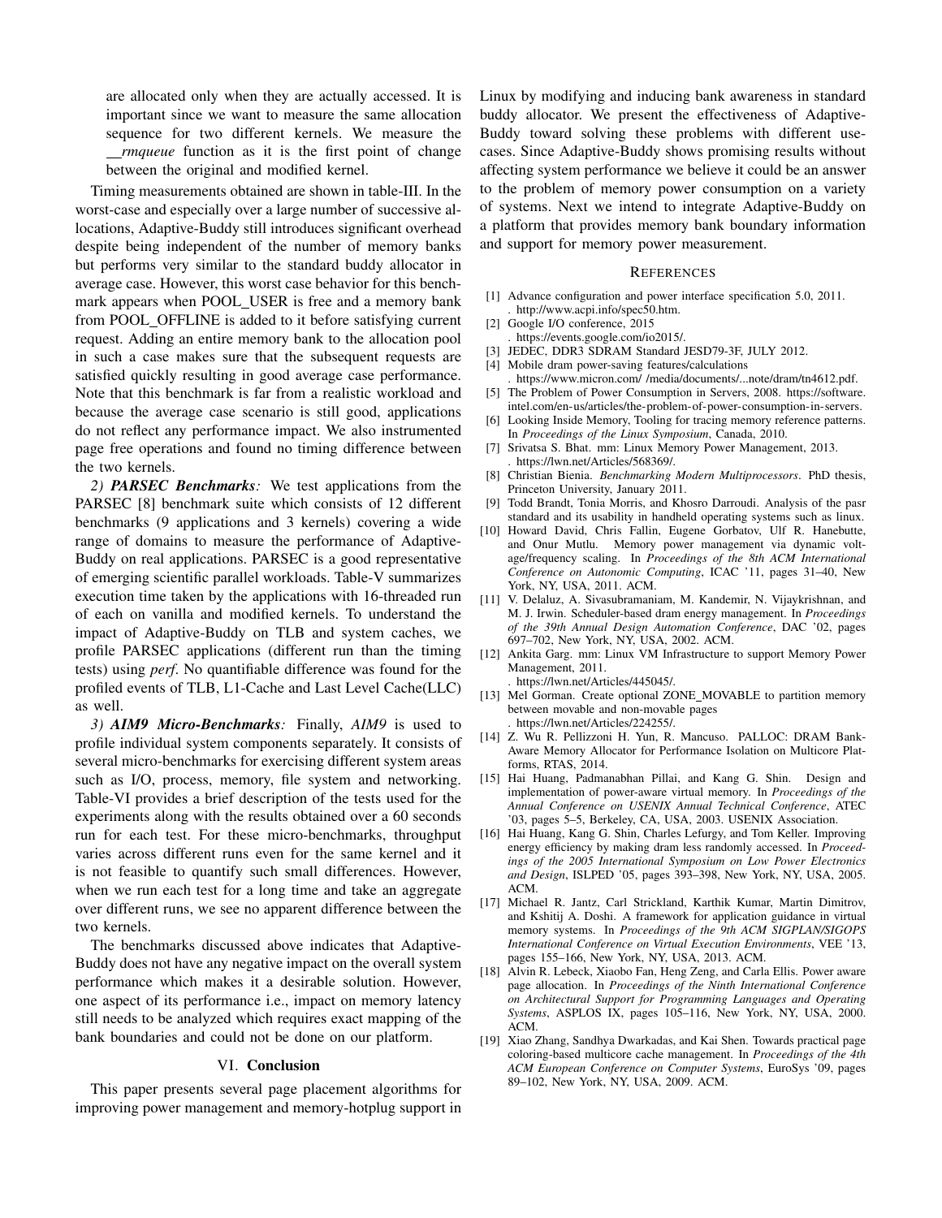are allocated only when they are actually accessed. It is important since we want to measure the same allocation sequence for two different kernels. We measure the *__rmqueue* function as it is the first point of change between the original and modified kernel.

Timing measurements obtained are shown in table-III. In the worst-case and especially over a large number of successive allocations, Adaptive-Buddy still introduces significant overhead despite being independent of the number of memory banks but performs very similar to the standard buddy allocator in average case. However, this worst case behavior for this benchmark appears when POOL_USER is free and a memory bank from POOL_OFFLINE is added to it before satisfying current request. Adding an entire memory bank to the allocation pool in such a case makes sure that the subsequent requests are satisfied quickly resulting in good average case performance. Note that this benchmark is far from a realistic workload and because the average case scenario is still good, applications do not reflect any performance impact. We also instrumented page free operations and found no timing difference between the two kernels.

*2) **PARSEC Benchmarks**:* We test applications from the PARSEC [8] benchmark suite which consists of 12 different benchmarks (9 applications and 3 kernels) covering a wide range of domains to measure the performance of Adaptive-Buddy on real applications. PARSEC is a good representative of emerging scientific parallel workloads. Table-V summarizes execution time taken by the applications with 16-threaded run of each on vanilla and modified kernels. To understand the impact of Adaptive-Buddy on TLB and system caches, we profile PARSEC applications (different run than the timing tests) using *perf*. No quantifiable difference was found for the profiled events of TLB, L1-Cache and Last Level Cache(LLC) as well.

*3) **AIM9 Micro-Benchmarks**:* Finally, *AIM9* is used to profile individual system components separately. It consists of several micro-benchmarks for exercising different system areas such as I/O, process, memory, file system and networking. Table-VI provides a brief description of the tests used for the experiments along with the results obtained over a 60 seconds run for each test. For these micro-benchmarks, throughput varies across different runs even for the same kernel and it is not feasible to quantify such small differences. However, when we run each test for a long time and take an aggregate over different runs, we see no apparent difference between the two kernels.

The benchmarks discussed above indicates that Adaptive-Buddy does not have any negative impact on the overall system performance which makes it a desirable solution. However, one aspect of its performance i.e., impact on memory latency still needs to be analyzed which requires exact mapping of the bank boundaries and could not be done on our platform.

## VI. Conclusion

This paper presents several page placement algorithms for improving power management and memory-hotplug support in Linux by modifying and inducing bank awareness in standard buddy allocator. We present the effectiveness of Adaptive-Buddy toward solving these problems with different use-cases. Since Adaptive-Buddy shows promising results without affecting system performance we believe it could be an answer to the problem of memory power consumption on a variety of systems. Next we intend to integrate Adaptive-Buddy on a platform that provides memory bank boundary information and support for memory power measurement.

## References

[1] Advance configuration and power interface specification 5.0, 2011. . http://www.acpi.info/spec50.htm.

[2] Google I/O conference, 2015 . https://events.google.com/io2015/.

[3] JEDEC, DDR3 SDRAM Standard JESD79-3F, JULY 2012.

[4] Mobile dram power-saving features/calculations . https://www.micron.com/ /media/documents/...note/dram/tn4612.pdf.

[5] The Problem of Power Consumption in Servers, 2008. https://software.intel.com/en-us/articles/the-problem-of-power-consumption-in-servers.

[6] Looking Inside Memory, Tooling for tracing memory reference patterns. In *Proceedings of the Linux Symposium*, Canada, 2010.

[7] Srivatsa S. Bhat. mm: Linux Memory Power Management, 2013. . https://lwn.net/Articles/568369/.

[8] Christian Bienia. *Benchmarking Modern Multiprocessors*. PhD thesis, Princeton University, January 2011.

[9] Todd Brandt, Tonia Morris, and Khosro Darroudi. Analysis of the pasr standard and its usability in handheld operating systems such as linux.

[10] Howard David, Chris Fallin, Eugene Gorbatov, Ulf R. Hanebutte, and Onur Mutlu. Memory power management via dynamic voltage/frequency scaling. In *Proceedings of the 8th ACM International Conference on Autonomic Computing*, ICAC '11, pages 31–40, New York, NY, USA, 2011. ACM.

[11] V. Delaluz, A. Sivasubramaniam, M. Kandemir, N. Vijaykrishnan, and M. J. Irwin. Scheduler-based dram energy management. In *Proceedings of the 39th Annual Design Automation Conference*, DAC '02, pages 697–702, New York, NY, USA, 2002. ACM.

[12] Ankita Garg. mm: Linux VM Infrastructure to support Memory Power Management, 2011. . https://lwn.net/Articles/445045/.

[13] Mel Gorman. Create optional ZONE_MOVABLE to partition memory between movable and non-movable pages . https://lwn.net/Articles/224255/.

[14] Z. Wu R. Pellizzoni H. Yun, R. Mancuso. PALLOC: DRAM Bank-Aware Memory Allocator for Performance Isolation on Multicore Platforms, RTAS, 2014.

[15] Hai Huang, Padmanabhan Pillai, and Kang G. Shin. Design and implementation of power-aware virtual memory. In *Proceedings of the Annual Conference on USENIX Annual Technical Conference*, ATEC '03, pages 5–5, Berkeley, CA, USA, 2003. USENIX Association.

[16] Hai Huang, Kang G. Shin, Charles Lefurgy, and Tom Keller. Improving energy efficiency by making dram less randomly accessed. In *Proceedings of the 2005 International Symposium on Low Power Electronics and Design*, ISLPED '05, pages 393–398, New York, NY, USA, 2005. ACM.

[17] Michael R. Jantz, Carl Strickland, Karthik Kumar, Martin Dimitrov, and Kshitij A. Doshi. A framework for application guidance in virtual memory systems. In *Proceedings of the 9th ACM SIGPLAN/SIGOPS International Conference on Virtual Execution Environments*, VEE '13, pages 155–166, New York, NY, USA, 2013. ACM.

[18] Alvin R. Lebeck, Xiaobo Fan, Heng Zeng, and Carla Ellis. Power aware page allocation. In *Proceedings of the Ninth International Conference on Architectural Support for Programming Languages and Operating Systems*, ASPLOS IX, pages 105–116, New York, NY, USA, 2000. ACM.

[19] Xiao Zhang, Sandhya Dwarkadas, and Kai Shen. Towards practical page coloring-based multicore cache management. In *Proceedings of the 4th ACM European Conference on Computer Systems*, EuroSys '09, pages 89–102, New York, NY, USA, 2009. ACM.